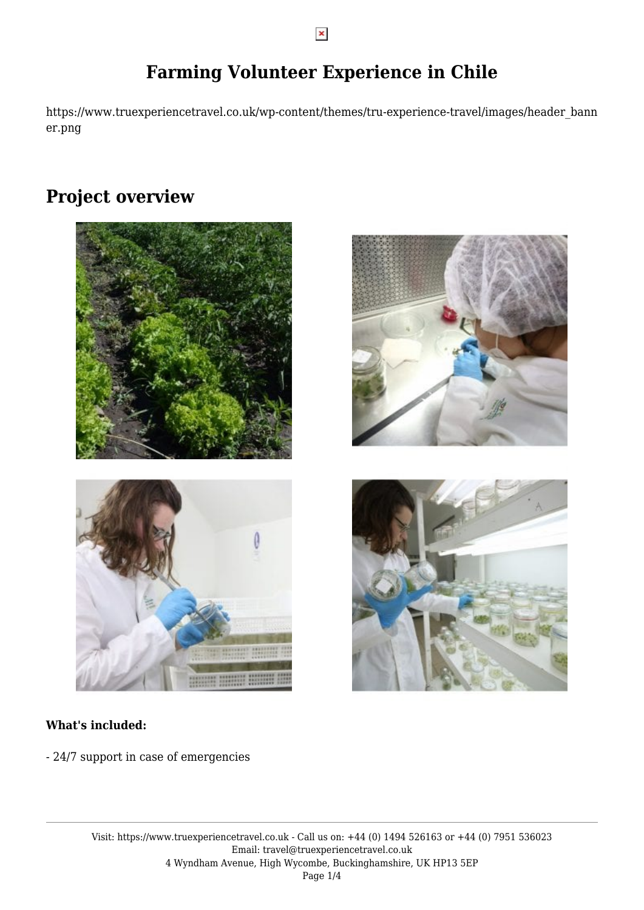# Farming Volunteer Experience in Chile

https://www.truexperiencetravel.co.uk/wp-content/themes/tru-experience-travel/images/header_banner.png

## Project overview

**What's included:**

- 24/7 support in case of emergencies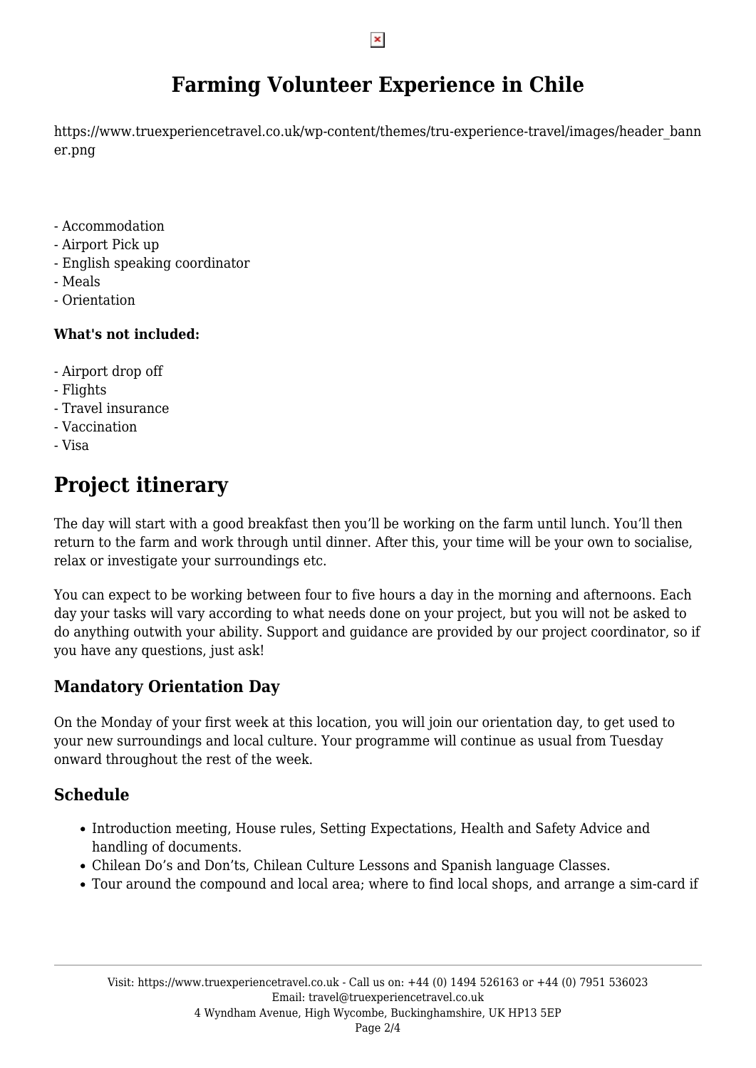# Farming Volunteer Experience in Chile

https://www.truexperiencetravel.co.uk/wp-content/themes/tru-experience-travel/images/header_banner.png

- Accommodation
- Airport Pick up
- English speaking coordinator
- Meals
- Orientation

**What's not included:**

- Airport drop off
- Flights
- Travel insurance
- Vaccination
- Visa

## Project itinerary

The day will start with a good breakfast then you'll be working on the farm until lunch. You'll then return to the farm and work through until dinner. After this, your time will be your own to socialise, relax or investigate your surroundings etc.

You can expect to be working between four to five hours a day in the morning and afternoons. Each day your tasks will vary according to what needs done on your project, but you will not be asked to do anything outwith your ability. Support and guidance are provided by our project coordinator, so if you have any questions, just ask!

### Mandatory Orientation Day

On the Monday of your first week at this location, you will join our orientation day, to get used to your new surroundings and local culture. Your programme will continue as usual from Tuesday onward throughout the rest of the week.

### Schedule

- Introduction meeting, House rules, Setting Expectations, Health and Safety Advice and handling of documents.
- Chilean Do's and Don'ts, Chilean Culture Lessons and Spanish language Classes.
- Tour around the compound and local area; where to find local shops, and arrange a sim-card if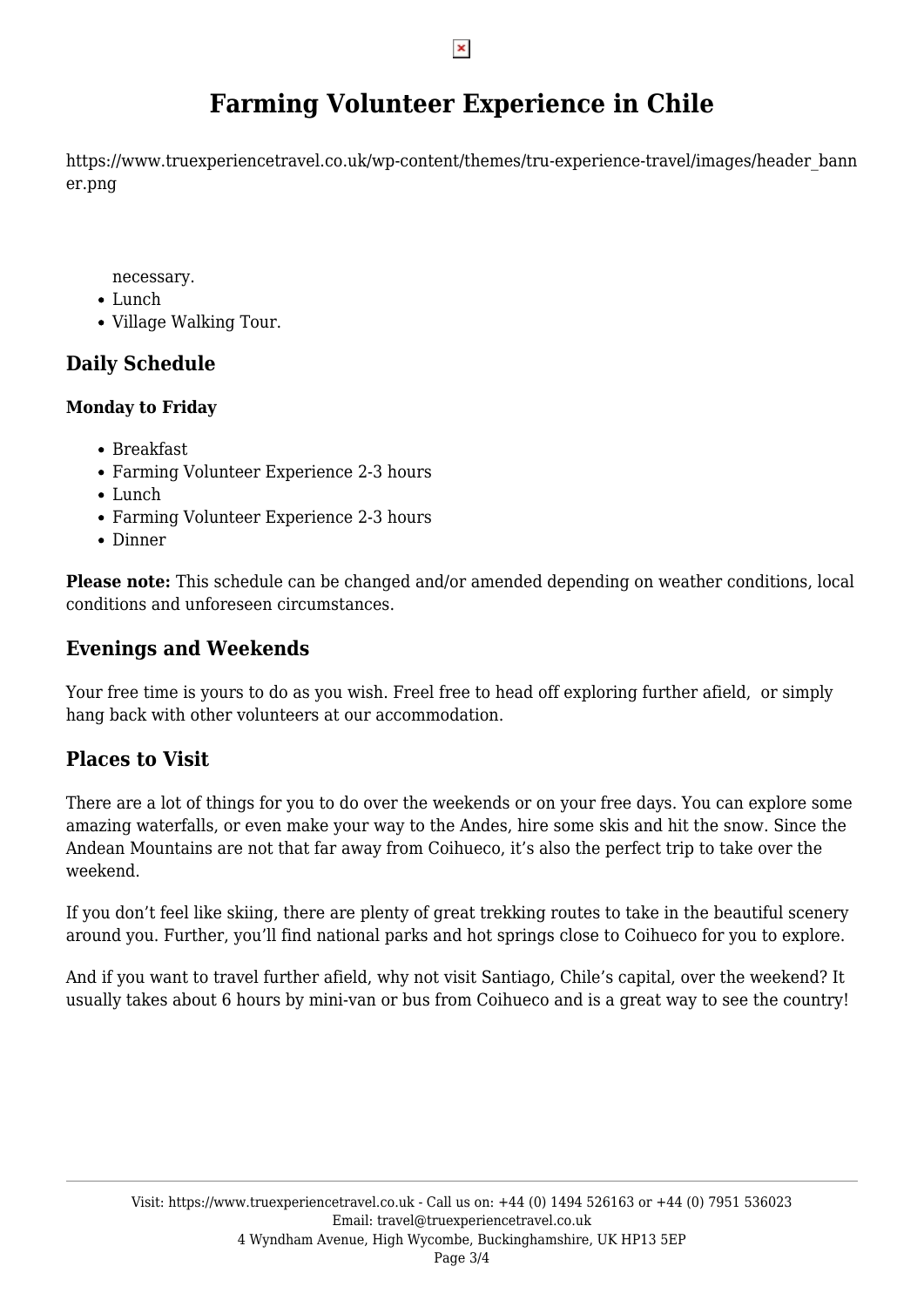# Farming Volunteer Experience in Chile

https://www.truexperiencetravel.co.uk/wp-content/themes/tru-experience-travel/images/header_banner.png

necessary.
- Lunch
- Village Walking Tour.

## Daily Schedule

### Monday to Friday

- Breakfast
- Farming Volunteer Experience 2-3 hours
- Lunch
- Farming Volunteer Experience 2-3 hours
- Dinner

**Please note:** This schedule can be changed and/or amended depending on weather conditions, local conditions and unforeseen circumstances.

## Evenings and Weekends

Your free time is yours to do as you wish. Freel free to head off exploring further afield, or simply hang back with other volunteers at our accommodation.

## Places to Visit

There are a lot of things for you to do over the weekends or on your free days. You can explore some amazing waterfalls, or even make your way to the Andes, hire some skis and hit the snow. Since the Andean Mountains are not that far away from Coihueco, it's also the perfect trip to take over the weekend.

If you don't feel like skiing, there are plenty of great trekking routes to take in the beautiful scenery around you. Further, you'll find national parks and hot springs close to Coihueco for you to explore.

And if you want to travel further afield, why not visit Santiago, Chile's capital, over the weekend? It usually takes about 6 hours by mini-van or bus from Coihueco and is a great way to see the country!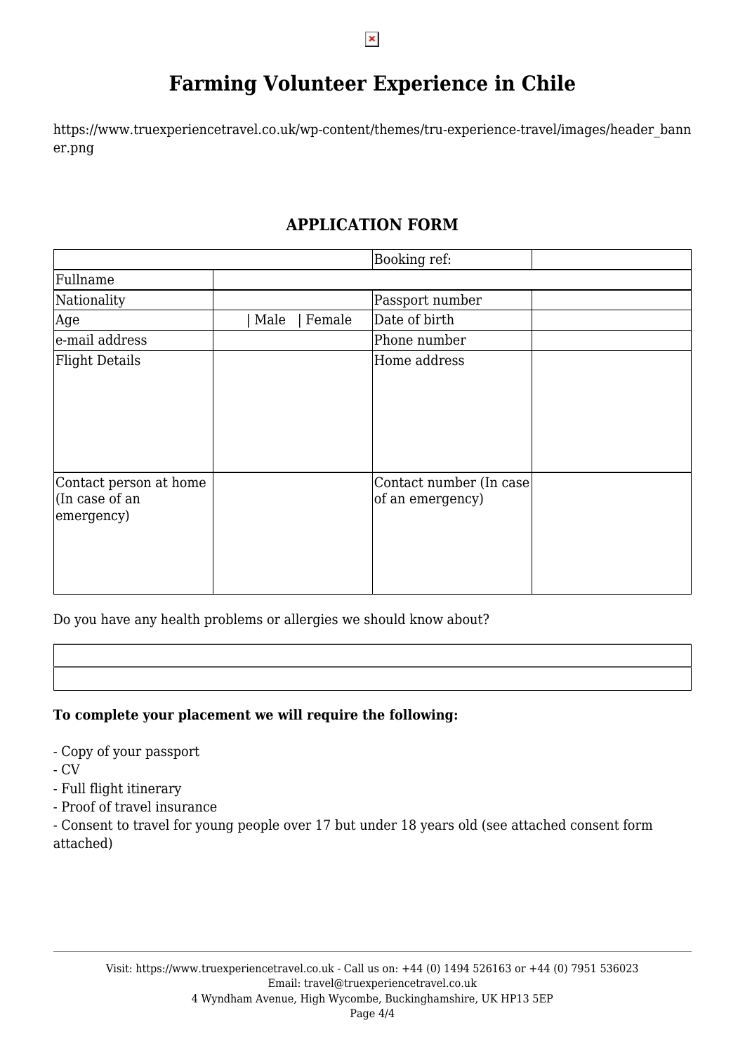# Farming Volunteer Experience in Chile

https://www.truexperiencetravel.co.uk/wp-content/themes/tru-experience-travel/images/header_banner.png

## APPLICATION FORM

| | | | |
|---|---|---|---|
| | | Booking ref: | |
| Fullname | | | |
| Nationality | | Passport number | |
| Age | \| Male \| Female | Date of birth | |
| e-mail address | | Phone number | |
| Flight Details | | Home address | |
| Contact person at home (In case of an emergency) | | Contact number (In case of an emergency) | |

Do you have any health problems or allergies we should know about?

| |
|---|
| |
| |

**To complete your placement we will require the following:**

- Copy of your passport
- CV
- Full flight itinerary
- Proof of travel insurance
- Consent to travel for young people over 17 but under 18 years old (see attached consent form attached)

Visit: https://www.truexperiencetravel.co.uk - Call us on: +44 (0) 1494 526163 or +44 (0) 7951 536023
Email: travel@truexperiencetravel.co.uk
4 Wyndham Avenue, High Wycombe, Buckinghamshire, UK HP13 5EP